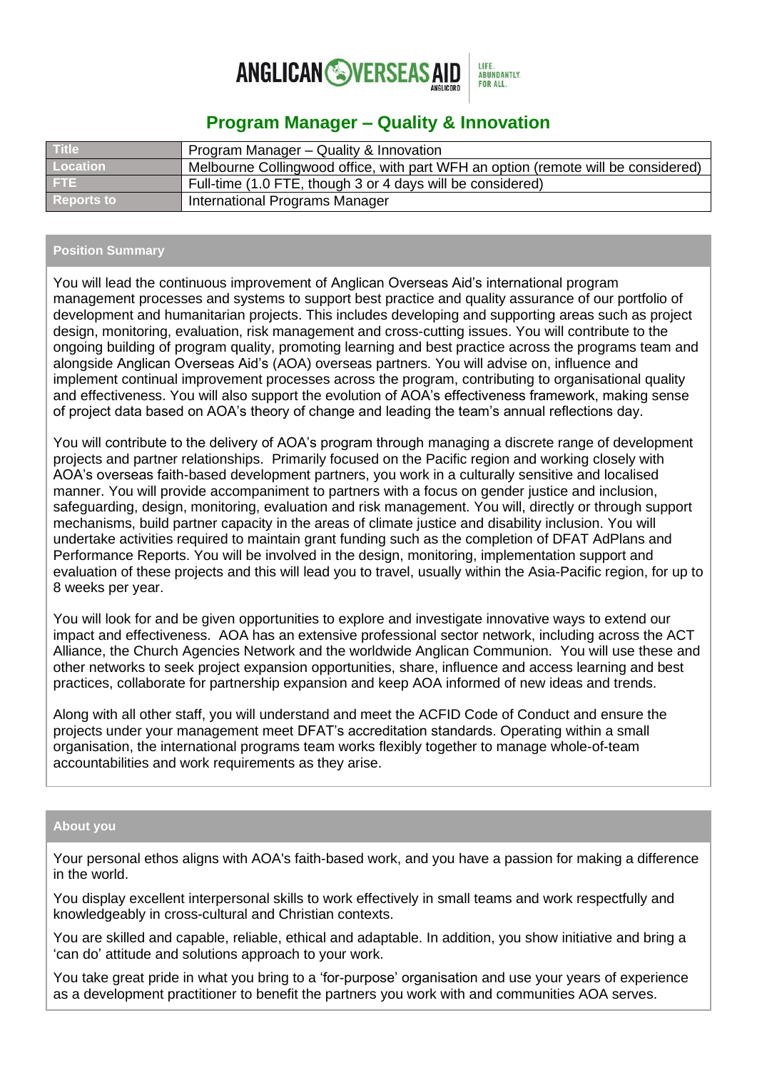# Program Manager – Quality & Innovation

| Title | Program Manager – Quality & Innovation |
|---|---|
| Location | Melbourne Collingwood office, with part WFH an option (remote will be considered) |
| FTE | Full-time (1.0 FTE, though 3 or 4 days will be considered) |
| Reports to | International Programs Manager |

## Position Summary

You will lead the continuous improvement of Anglican Overseas Aid's international program management processes and systems to support best practice and quality assurance of our portfolio of development and humanitarian projects. This includes developing and supporting areas such as project design, monitoring, evaluation, risk management and cross-cutting issues. You will contribute to the ongoing building of program quality, promoting learning and best practice across the programs team and alongside Anglican Overseas Aid's (AOA) overseas partners. You will advise on, influence and implement continual improvement processes across the program, contributing to organisational quality and effectiveness. You will also support the evolution of AOA's effectiveness framework, making sense of project data based on AOA's theory of change and leading the team's annual reflections day.

You will contribute to the delivery of AOA's program through managing a discrete range of development projects and partner relationships. Primarily focused on the Pacific region and working closely with AOA's overseas faith-based development partners, you work in a culturally sensitive and localised manner. You will provide accompaniment to partners with a focus on gender justice and inclusion, safeguarding, design, monitoring, evaluation and risk management. You will, directly or through support mechanisms, build partner capacity in the areas of climate justice and disability inclusion. You will undertake activities required to maintain grant funding such as the completion of DFAT AdPlans and Performance Reports. You will be involved in the design, monitoring, implementation support and evaluation of these projects and this will lead you to travel, usually within the Asia-Pacific region, for up to 8 weeks per year.

You will look for and be given opportunities to explore and investigate innovative ways to extend our impact and effectiveness. AOA has an extensive professional sector network, including across the ACT Alliance, the Church Agencies Network and the worldwide Anglican Communion. You will use these and other networks to seek project expansion opportunities, share, influence and access learning and best practices, collaborate for partnership expansion and keep AOA informed of new ideas and trends.

Along with all other staff, you will understand and meet the ACFID Code of Conduct and ensure the projects under your management meet DFAT's accreditation standards. Operating within a small organisation, the international programs team works flexibly together to manage whole-of-team accountabilities and work requirements as they arise.

## About you

Your personal ethos aligns with AOA's faith-based work, and you have a passion for making a difference in the world.

You display excellent interpersonal skills to work effectively in small teams and work respectfully and knowledgeably in cross-cultural and Christian contexts.

You are skilled and capable, reliable, ethical and adaptable. In addition, you show initiative and bring a 'can do' attitude and solutions approach to your work.

You take great pride in what you bring to a 'for-purpose' organisation and use your years of experience as a development practitioner to benefit the partners you work with and communities AOA serves.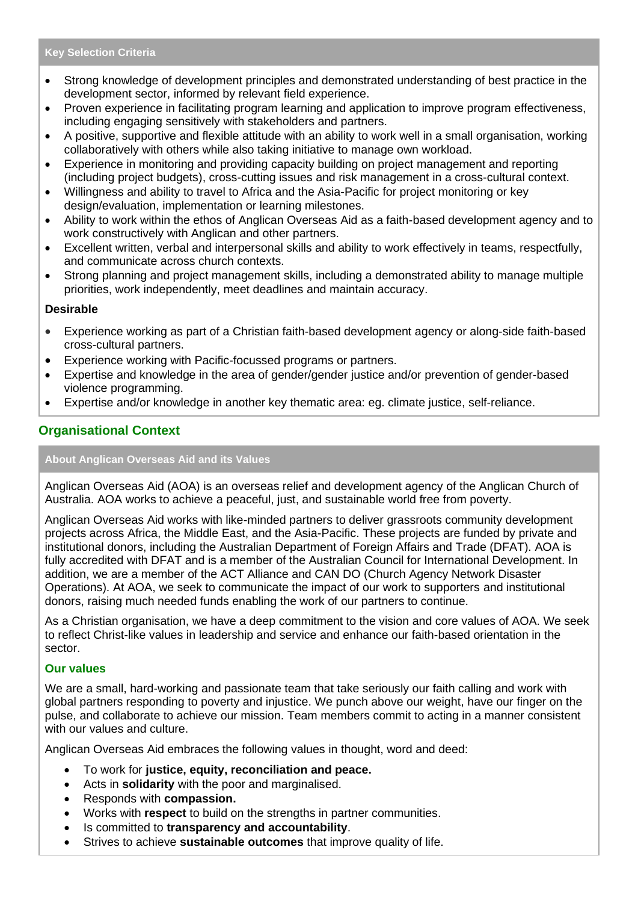### Key Selection Criteria

- Strong knowledge of development principles and demonstrated understanding of best practice in the development sector, informed by relevant field experience.
- Proven experience in facilitating program learning and application to improve program effectiveness, including engaging sensitively with stakeholders and partners.
- A positive, supportive and flexible attitude with an ability to work well in a small organisation, working collaboratively with others while also taking initiative to manage own workload.
- Experience in monitoring and providing capacity building on project management and reporting (including project budgets), cross-cutting issues and risk management in a cross-cultural context.
- Willingness and ability to travel to Africa and the Asia-Pacific for project monitoring or key design/evaluation, implementation or learning milestones.
- Ability to work within the ethos of Anglican Overseas Aid as a faith-based development agency and to work constructively with Anglican and other partners.
- Excellent written, verbal and interpersonal skills and ability to work effectively in teams, respectfully, and communicate across church contexts.
- Strong planning and project management skills, including a demonstrated ability to manage multiple priorities, work independently, meet deadlines and maintain accuracy.

**Desirable**

- Experience working as part of a Christian faith-based development agency or along-side faith-based cross-cultural partners.
- Experience working with Pacific-focussed programs or partners.
- Expertise and knowledge in the area of gender/gender justice and/or prevention of gender-based violence programming.
- Expertise and/or knowledge in another key thematic area: eg. climate justice, self-reliance.

## Organisational Context

### About Anglican Overseas Aid and its Values

Anglican Overseas Aid (AOA) is an overseas relief and development agency of the Anglican Church of Australia. AOA works to achieve a peaceful, just, and sustainable world free from poverty.

Anglican Overseas Aid works with like-minded partners to deliver grassroots community development projects across Africa, the Middle East, and the Asia-Pacific. These projects are funded by private and institutional donors, including the Australian Department of Foreign Affairs and Trade (DFAT). AOA is fully accredited with DFAT and is a member of the Australian Council for International Development. In addition, we are a member of the ACT Alliance and CAN DO (Church Agency Network Disaster Operations). At AOA, we seek to communicate the impact of our work to supporters and institutional donors, raising much needed funds enabling the work of our partners to continue.

As a Christian organisation, we have a deep commitment to the vision and core values of AOA. We seek to reflect Christ-like values in leadership and service and enhance our faith-based orientation in the sector.

#### Our values

We are a small, hard-working and passionate team that take seriously our faith calling and work with global partners responding to poverty and injustice. We punch above our weight, have our finger on the pulse, and collaborate to achieve our mission. Team members commit to acting in a manner consistent with our values and culture.

Anglican Overseas Aid embraces the following values in thought, word and deed:

- To work for **justice, equity, reconciliation and peace.**
- Acts in **solidarity** with the poor and marginalised.
- Responds with **compassion.**
- Works with **respect** to build on the strengths in partner communities.
- Is committed to **transparency and accountability**.
- Strives to achieve **sustainable outcomes** that improve quality of life.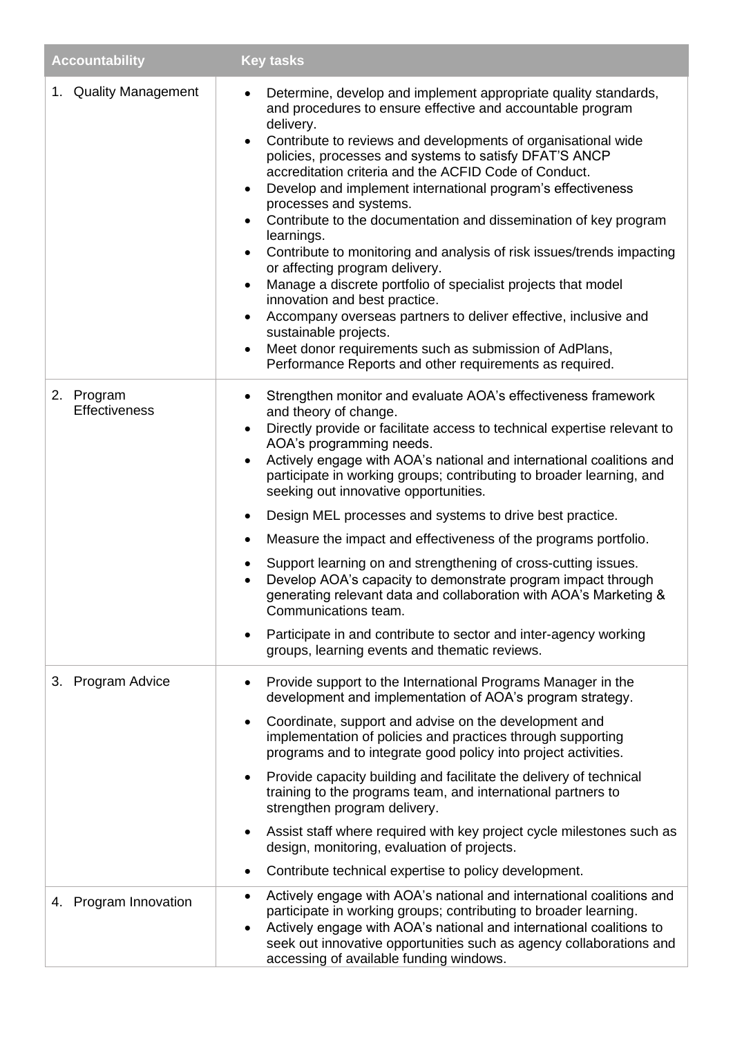| Accountability | Key tasks |
|---|---|
| 1. Quality Management | • Determine, develop and implement appropriate quality standards, and procedures to ensure effective and accountable program delivery.<br>• Contribute to reviews and developments of organisational wide policies, processes and systems to satisfy DFAT'S ANCP accreditation criteria and the ACFID Code of Conduct.<br>• Develop and implement international program's effectiveness processes and systems.<br>• Contribute to the documentation and dissemination of key program learnings.<br>• Contribute to monitoring and analysis of risk issues/trends impacting or affecting program delivery.<br>• Manage a discrete portfolio of specialist projects that model innovation and best practice.<br>• Accompany overseas partners to deliver effective, inclusive and sustainable projects.<br>• Meet donor requirements such as submission of AdPlans, Performance Reports and other requirements as required. |
| 2. Program Effectiveness | • Strengthen monitor and evaluate AOA's effectiveness framework and theory of change.<br>• Directly provide or facilitate access to technical expertise relevant to AOA's programming needs.<br>• Actively engage with AOA's national and international coalitions and participate in working groups; contributing to broader learning, and seeking out innovative opportunities.<br>• Design MEL processes and systems to drive best practice.<br>• Measure the impact and effectiveness of the programs portfolio.<br>• Support learning on and strengthening of cross-cutting issues.<br>• Develop AOA's capacity to demonstrate program impact through generating relevant data and collaboration with AOA's Marketing & Communications team.<br>• Participate in and contribute to sector and inter-agency working groups, learning events and thematic reviews. |
| 3. Program Advice | • Provide support to the International Programs Manager in the development and implementation of AOA's program strategy.<br>• Coordinate, support and advise on the development and implementation of policies and practices through supporting programs and to integrate good policy into project activities.<br>• Provide capacity building and facilitate the delivery of technical training to the programs team, and international partners to strengthen program delivery.<br>• Assist staff where required with key project cycle milestones such as design, monitoring, evaluation of projects.<br>• Contribute technical expertise to policy development. |
| 4. Program Innovation | • Actively engage with AOA's national and international coalitions and participate in working groups; contributing to broader learning.<br>• Actively engage with AOA's national and international coalitions to seek out innovative opportunities such as agency collaborations and accessing of available funding windows. |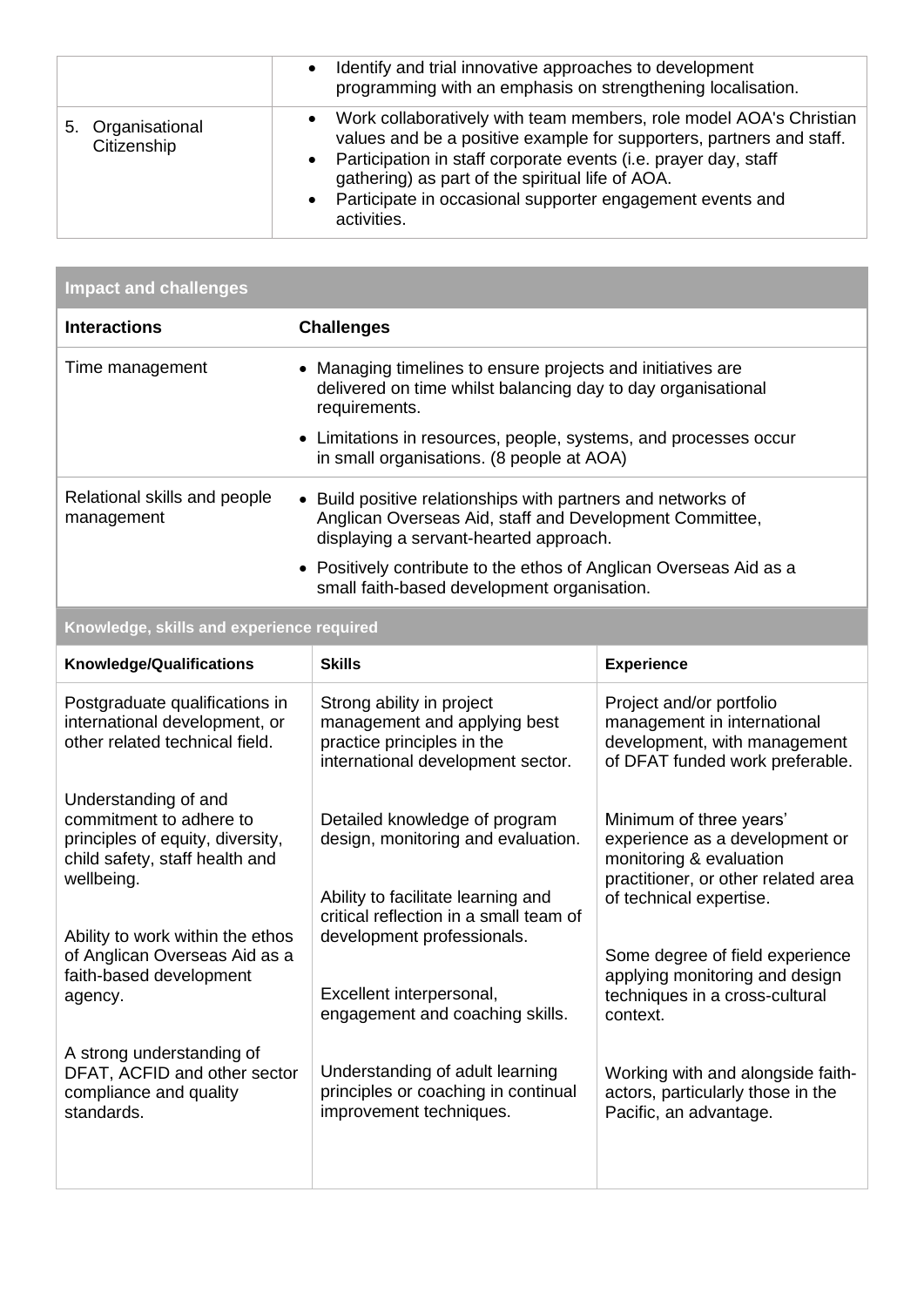| | |
|---|---|
| | • Identify and trial innovative approaches to development programming with an emphasis on strengthening localisation. |
| 5. Organisational Citizenship | • Work collaboratively with team members, role model AOA's Christian values and be a positive example for supporters, partners and staff.<br>• Participation in staff corporate events (i.e. prayer day, staff gathering) as part of the spiritual life of AOA.<br>• Participate in occasional supporter engagement events and activities. |

| Impact and challenges | |
|---|---|
| **Interactions** | **Challenges** |
| Time management | • Managing timelines to ensure projects and initiatives are delivered on time whilst balancing day to day organisational requirements.<br>• Limitations in resources, people, systems, and processes occur in small organisations. (8 people at AOA) |
| Relational skills and people management | • Build positive relationships with partners and networks of Anglican Overseas Aid, staff and Development Committee, displaying a servant-hearted approach.<br>• Positively contribute to the ethos of Anglican Overseas Aid as a small faith-based development organisation. |

| Knowledge, skills and experience required | | |
|---|---|---|
| **Knowledge/Qualifications** | **Skills** | **Experience** |
| Postgraduate qualifications in international development, or other related technical field.<br><br>Understanding of and commitment to adhere to principles of equity, diversity, child safety, staff health and wellbeing.<br><br>Ability to work within the ethos of Anglican Overseas Aid as a faith-based development agency.<br><br>A strong understanding of DFAT, ACFID and other sector compliance and quality standards. | Strong ability in project management and applying best practice principles in the international development sector.<br><br>Detailed knowledge of program design, monitoring and evaluation.<br><br>Ability to facilitate learning and critical reflection in a small team of development professionals.<br><br>Excellent interpersonal, engagement and coaching skills.<br><br>Understanding of adult learning principles or coaching in continual improvement techniques. | Project and/or portfolio management in international development, with management of DFAT funded work preferable.<br><br>Minimum of three years' experience as a development or monitoring & evaluation practitioner, or other related area of technical expertise.<br><br>Some degree of field experience applying monitoring and design techniques in a cross-cultural context.<br><br>Working with and alongside faith-actors, particularly those in the Pacific, an advantage. |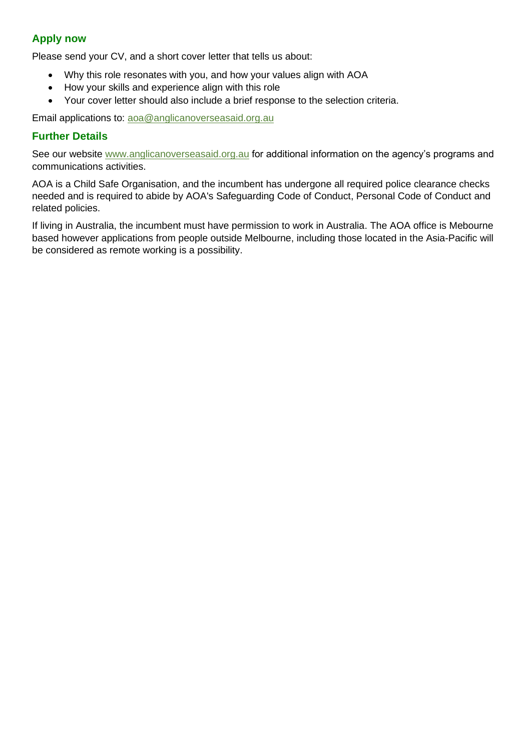## Apply now

Please send your CV, and a short cover letter that tells us about:

- Why this role resonates with you, and how your values align with AOA
- How your skills and experience align with this role
- Your cover letter should also include a brief response to the selection criteria.

Email applications to: [aoa@anglicanoverseasaid.org.au](mailto:aoa@anglicanoverseasaid.org.au)

## Further Details

See our website [www.anglicanoverseasaid.org.au](http://www.anglicanoverseasaid.org.au) for additional information on the agency's programs and communications activities.

AOA is a Child Safe Organisation, and the incumbent has undergone all required police clearance checks needed and is required to abide by AOA's Safeguarding Code of Conduct, Personal Code of Conduct and related policies.

If living in Australia, the incumbent must have permission to work in Australia. The AOA office is Mebourne based however applications from people outside Melbourne, including those located in the Asia-Pacific will be considered as remote working is a possibility.